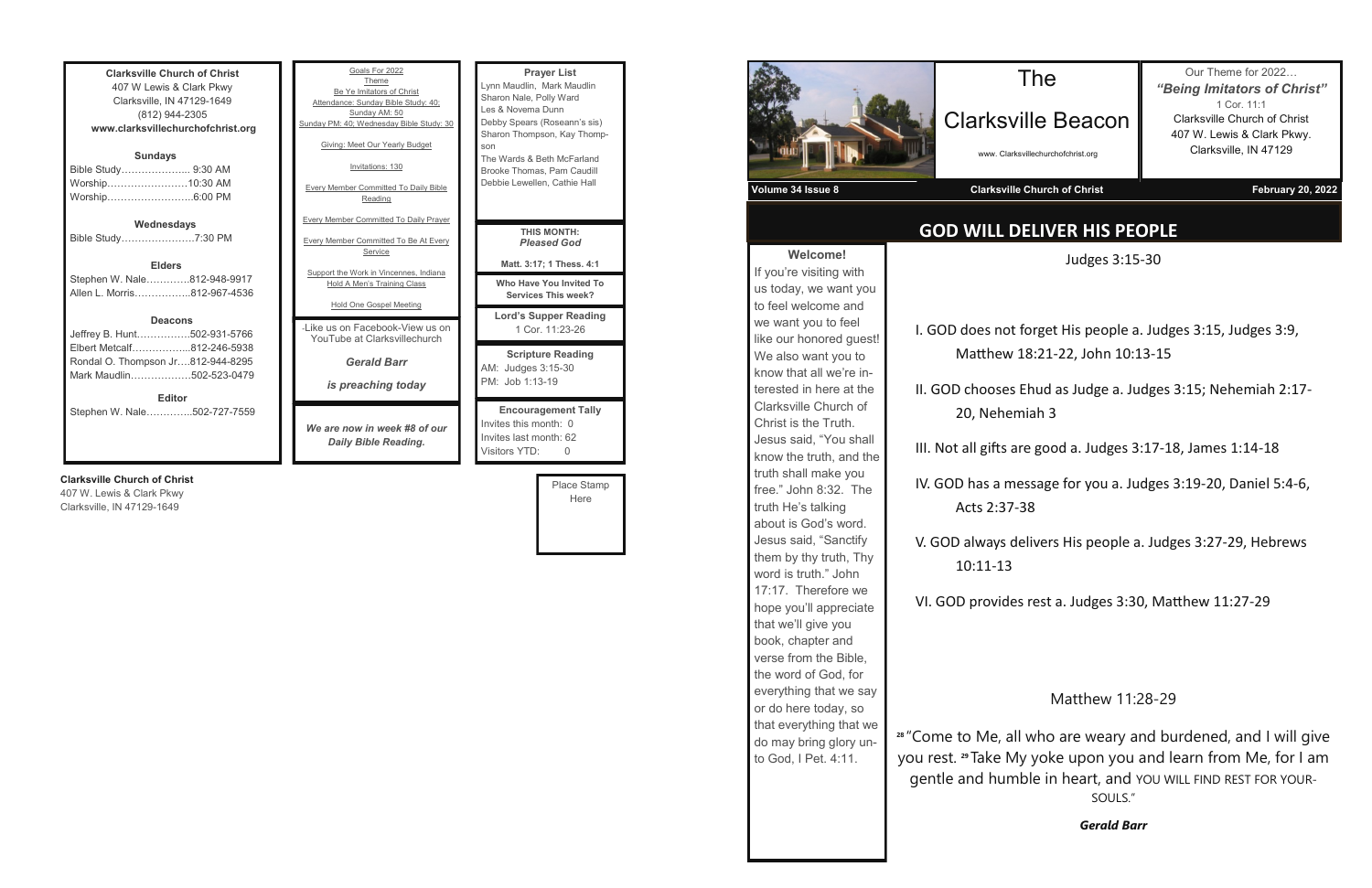**Clarksville Church of Christ**
407 W Lewis & Clark Pkwy
Clarksville, IN 47129-1649
(812) 944-2305
**www.clarksvillechurchofchrist.org**

**Sundays**
Bible Study.................... 9:30 AM
Worship........................10:30 AM
Worship..........................6:00 PM

**Wednesdays**
Bible Study......................7:30 PM

**Elders**
Stephen W. Nale.............812-948-9917
Allen L. Morris.................812-967-4536

**Deacons**
Jeffrey B. Hunt................502-931-5766
Elbert Metcalf..................812-246-5938
Rondal O. Thompson Jr....812-944-8295
Mark Maudlin..................502-523-0479

**Editor**
Stephen W. Nale.............502-727-7559

Goals For 2022
Theme
Be Ye Imitators of Christ
Attendance: Sunday Bible Study: 40; Sunday AM: 50
Sunday PM: 40; Wednesday Bible Study: 30

Giving: Meet Our Yearly Budget

Invitations: 130

Every Member Committed To Daily Bible Reading

Every Member Committed To Daily Prayer

Every Member Committed To Be At Every Service

Support the Work in Vincennes, Indiana
Hold A Men's Training Class

Hold One Gospel Meeting

-Like us on Facebook-View us on YouTube at Clarksvillechurch

***Gerald Barr***

***is preaching today***

***We are now in week #8 of our Daily Bible Reading.***

**Prayer List**
Lynn Maudlin, Mark Maudlin
Sharon Nale, Polly Ward
Les & Novema Dunn
Debby Spears (Roseann's sis)
Sharon Thompson, Kay Thompson
The Wards & Beth McFarland
Brooke Thomas, Pam Caudill
Debbie Lewellen, Cathie Hall

**THIS MONTH:**
***Pleased God***

**Matt. 3:17; 1 Thess. 4:1**

**Who Have You Invited To Services This week?**

**Lord's Supper Reading**
1 Cor. 11:23-26

**Scripture Reading**
AM: Judges 3:15-30
PM: Job 1:13-19

**Encouragement Tally**
Invites this month: 0
Invites last month: 62
Visitors YTD: 0

**Clarksville Church of Christ**
407 W. Lewis & Clark Pkwy
Clarksville, IN 47129-1649

Place Stamp Here

# The Clarksville Beacon

www. Clarksvillechurchofchrist.org

Our Theme for 2022…
***"Being Imitators of Christ"***
1 Cor. 11:1
Clarksville Church of Christ
407 W. Lewis & Clark Pkwy.
Clarksville, IN 47129

**Volume 34 Issue 8** | **Clarksville Church of Christ** | **February 20, 2022**

## GOD WILL DELIVER HIS PEOPLE

**Welcome!**
If you're visiting with us today, we want you to feel welcome and we want you to feel like our honored guest! We also want you to know that all we're interested in here at the Clarksville Church of Christ is the Truth. Jesus said, "You shall know the truth, and the truth shall make you free." John 8:32. The truth He's talking about is God's word. Jesus said, "Sanctify them by thy truth, Thy word is truth." John 17:17. Therefore we hope you'll appreciate that we'll give you book, chapter and verse from the Bible, the word of God, for everything that we say or do here today, so that everything that we do may bring glory unto God, I Pet. 4:11.

Judges 3:15-30

I. GOD does not forget His people a. Judges 3:15, Judges 3:9, Matthew 18:21-22, John 10:13-15

II. GOD chooses Ehud as Judge a. Judges 3:15; Nehemiah 2:17-20, Nehemiah 3

III. Not all gifts are good a. Judges 3:17-18, James 1:14-18

IV. GOD has a message for you a. Judges 3:19-20, Daniel 5:4-6, Acts 2:37-38

V. GOD always delivers His people a. Judges 3:27-29, Hebrews 10:11-13

VI. GOD provides rest a. Judges 3:30, Matthew 11:27-29

Matthew 11:28-29

[28] "Come to Me, all who are weary and burdened, and I will give you rest. [29] Take My yoke upon you and learn from Me, for I am gentle and humble in heart, and YOU WILL FIND REST FOR YOUR SOULS."

***Gerald Barr***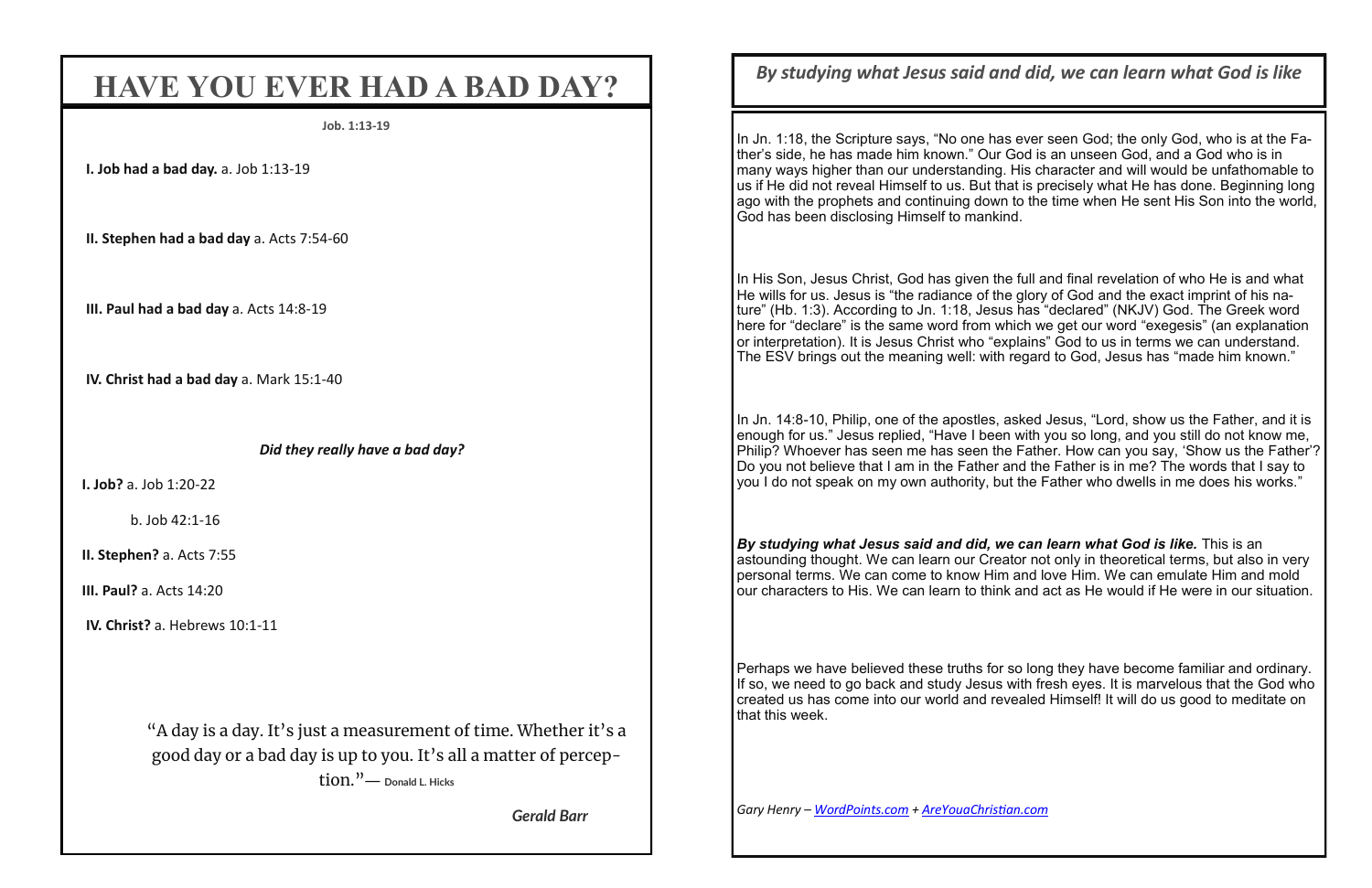# HAVE YOU EVER HAD A BAD DAY?

**Job. 1:13-19**

**I. Job had a bad day.** a. Job 1:13-19

**II. Stephen had a bad day** a. Acts 7:54-60

**III. Paul had a bad day** a. Acts 14:8-19

**IV. Christ had a bad day** a. Mark 15:1-40

***Did they really have a bad day?***

**I. Job?** a. Job 1:20-22

b. Job 42:1-16

**II. Stephen?** a. Acts 7:55

**III. Paul?** a. Acts 14:20

**IV. Christ?** a. Hebrews 10:1-11

"A day is a day. It's just a measurement of time. Whether it's a good day or a bad day is up to you. It's all a matter of perception."— Donald L. Hicks

*Gerald Barr*

## *By studying what Jesus said and did, we can learn what God is like*

In Jn. 1:18, the Scripture says, "No one has ever seen God; the only God, who is at the Father's side, he has made him known." Our God is an unseen God, and a God who is in many ways higher than our understanding. His character and will would be unfathomable to us if He did not reveal Himself to us. But that is precisely what He has done. Beginning long ago with the prophets and continuing down to the time when He sent His Son into the world, God has been disclosing Himself to mankind.

In His Son, Jesus Christ, God has given the full and final revelation of who He is and what He wills for us. Jesus is "the radiance of the glory of God and the exact imprint of his nature" (Hb. 1:3). According to Jn. 1:18, Jesus has "declared" (NKJV) God. The Greek word here for "declare" is the same word from which we get our word "exegesis" (an explanation or interpretation). It is Jesus Christ who "explains" God to us in terms we can understand. The ESV brings out the meaning well: with regard to God, Jesus has "made him known."

In Jn. 14:8-10, Philip, one of the apostles, asked Jesus, "Lord, show us the Father, and it is enough for us." Jesus replied, "Have I been with you so long, and you still do not know me, Philip? Whoever has seen me has seen the Father. How can you say, 'Show us the Father'? Do you not believe that I am in the Father and the Father is in me? The words that I say to you I do not speak on my own authority, but the Father who dwells in me does his works."

***By studying what Jesus said and did, we can learn what God is like.*** This is an astounding thought. We can learn our Creator not only in theoretical terms, but also in very personal terms. We can come to know Him and love Him. We can emulate Him and mold our characters to His. We can learn to think and act as He would if He were in our situation.

Perhaps we have believed these truths for so long they have become familiar and ordinary. If so, we need to go back and study Jesus with fresh eyes. It is marvelous that the God who created us has come into our world and revealed Himself! It will do us good to meditate on that this week.

*Gary Henry – WordPoints.com + AreYouaChristian.com*